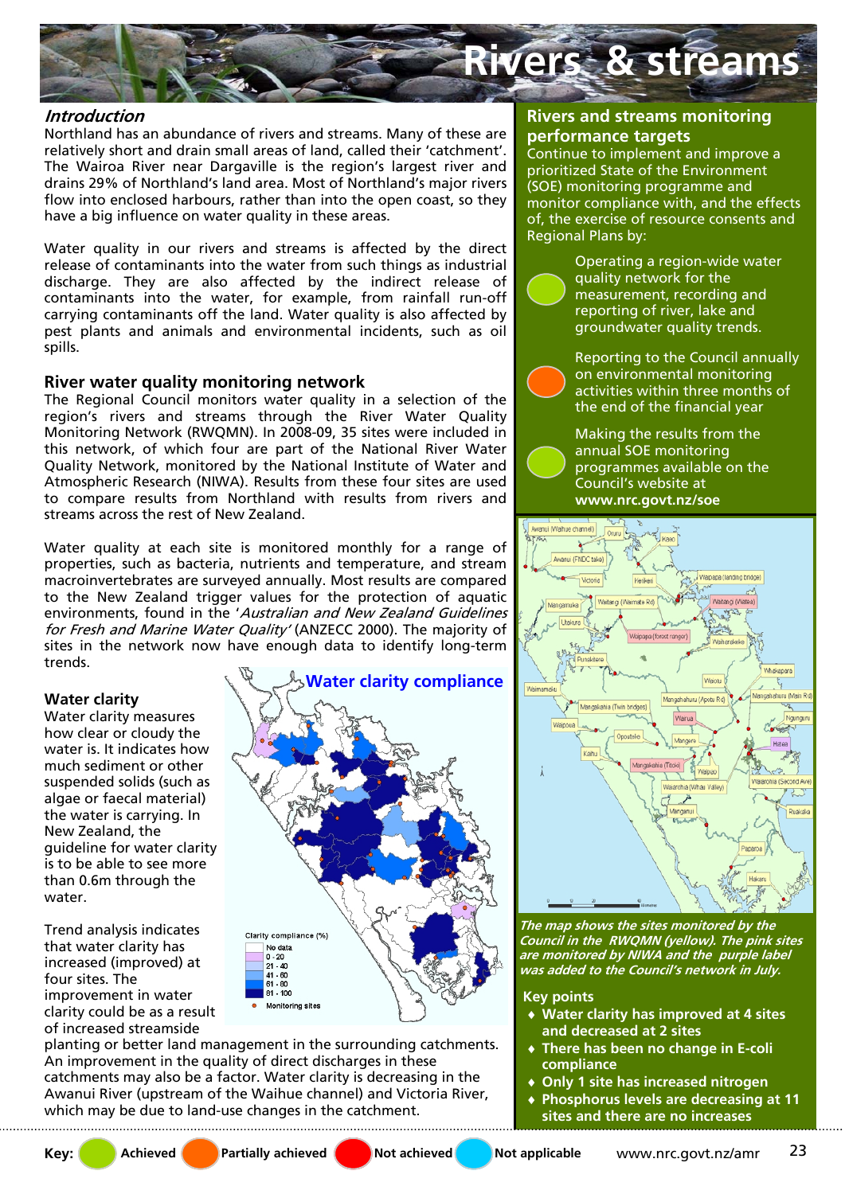# Rivers & streams

## Introduction

Northland has an abundance of rivers and streams. Many of these are relatively short and drain small areas of land, called their 'catchment'. The Wairoa River near Dargaville is the region's largest river and drains 29% of Northland's land area. Most of Northland's major rivers flow into enclosed harbours, rather than into the open coast, so they have a big influence on water quality in these areas.

Water quality in our rivers and streams is affected by the direct release of contaminants into the water from such things as industrial discharge. They are also affected by the indirect release of contaminants into the water, for example, from rainfall run-off carrying contaminants off the land. Water quality is also affected by pest plants and animals and environmental incidents, such as oil spills.

## River water quality monitoring network

The Regional Council monitors water quality in a selection of the region's rivers and streams through the River Water Quality Monitoring Network (RWQMN). In 2008-09, 35 sites were included in this network, of which four are part of the National River Water Quality Network, monitored by the National Institute of Water and Atmospheric Research (NIWA). Results from these four sites are used to compare results from Northland with results from rivers and streams across the rest of New Zealand.

Water quality at each site is monitored monthly for a range of properties, such as bacteria, nutrients and temperature, and stream macroinvertebrates are surveyed annually. Most results are compared to the New Zealand trigger values for the protection of aquatic environments, found in the '*Australian and New Zealand Guidelines for Fresh and Marine Water Quality*' (ANZECC 2000). The majority of sites in the network now have enough data to identify long-term trends.

### Water clarity

Water clarity measures how clear or cloudy the water is. It indicates how much sediment or other suspended solids (such as algae or faecal material) the water is carrying. In New Zealand, the guideline for water clarity is to be able to see more than 0.6m through the water.

Trend analysis indicates that water clarity has increased (improved) at four sites. The improvement in water clarity could be as a result of increased streamside planting or better land management in the surrounding catchments. An improvement in the quality of direct discharges in these catchments may also be a factor. Water clarity is decreasing in the Awanui River (upstream of the Waihue channel) and Victoria River, which may be due to land-use changes in the catchment.

**Water clarity compliance**

Clarity compliance (%): No data; 0 - 20; 21 - 40; 41 - 60; 61 - 80; 81 - 100; Monitoring sites

## Rivers and streams monitoring performance targets

Continue to implement and improve a prioritized State of the Environment (SOE) monitoring programme and monitor compliance with, and the effects of, the exercise of resource consents and Regional Plans by:

- Operating a region-wide water quality network for the measurement, recording and reporting of river, lake and groundwater quality trends. (Achieved)
- Reporting to the Council annually on environmental monitoring activities within three months of the end of the financial year (Partially achieved)
- Making the results from the annual SOE monitoring programmes available on the Council's website at **www.nrc.govt.nz/soe** (Achieved)

*The map shows the sites monitored by the Council in the RWQMN (yellow). The pink sites are monitored by NIWA and the purple label was added to the Council's network in July.*

### Key points

- **Water clarity has improved at 4 sites and decreased at 2 sites**
- **There has been no change in E-coli compliance**
- **Only 1 site has increased nitrogen**
- **Phosphorus levels are decreasing at 11 sites and there are no increases**

**Key:** Achieved; Partially achieved; Not achieved; Not applicable

www.nrc.govt.nz/amr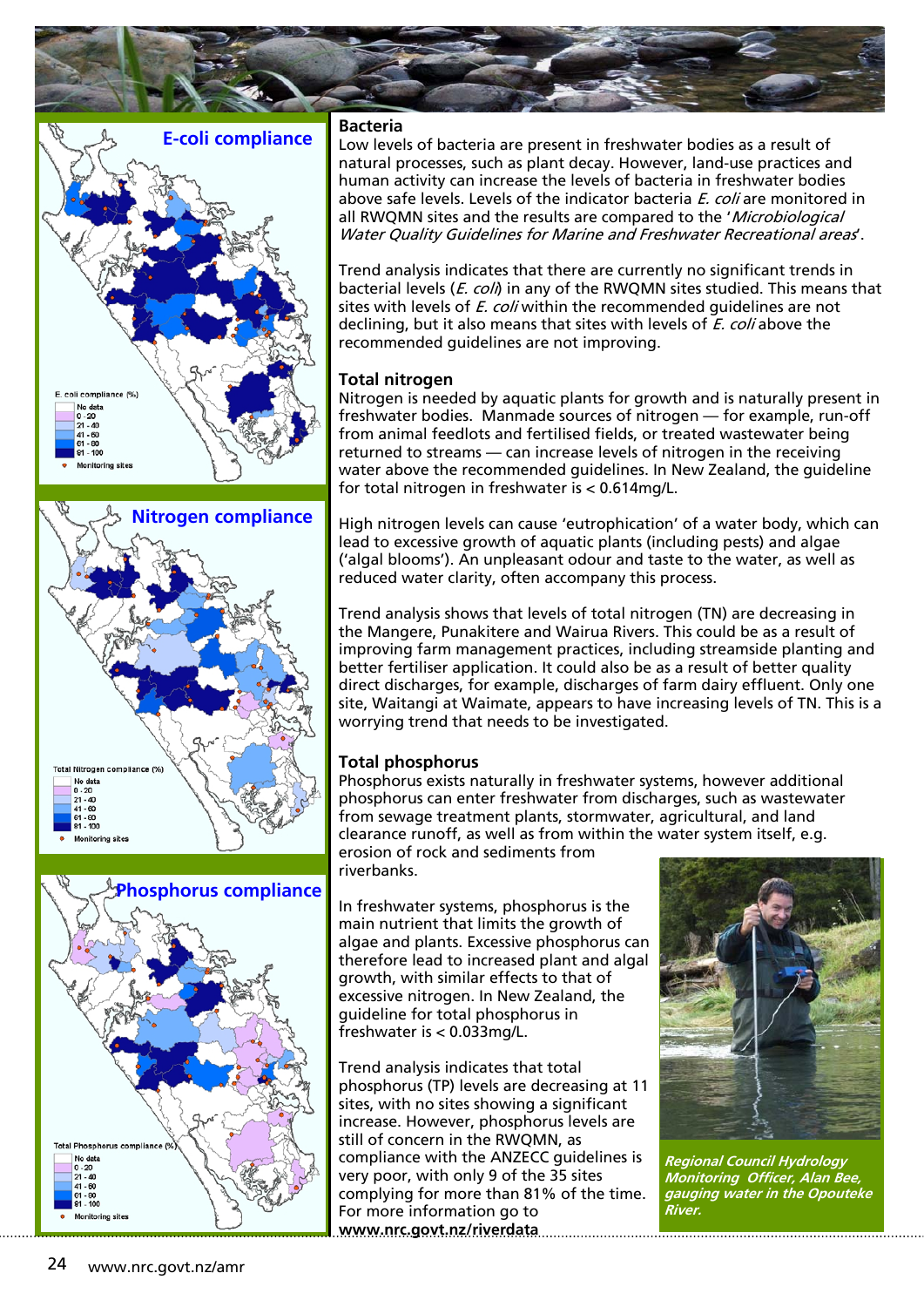E-coli compliance

E. coli compliance (%)
No data
0 - 20
21 - 40
41 - 60
61 - 80
81 - 100
Monitoring sites

Nitrogen compliance

Total Nitrogen compliance (%)
No data
0 - 20
21 - 40
41 - 60
61 - 80
81 - 100
Monitoring sites

Phosphorus compliance

Total Phosphorus compliance (%)
No data
0 - 20
21 - 40
41 - 60
61 - 80
81 - 100
Monitoring sites

## Bacteria

Low levels of bacteria are present in freshwater bodies as a result of natural processes, such as plant decay. However, land-use practices and human activity can increase the levels of bacteria in freshwater bodies above safe levels. Levels of the indicator bacteria *E. coli* are monitored in all RWQMN sites and the results are compared to the '*Microbiological Water Quality Guidelines for Marine and Freshwater Recreational areas*'.

Trend analysis indicates that there are currently no significant trends in bacterial levels (*E. coli*) in any of the RWQMN sites studied. This means that sites with levels of *E. coli* within the recommended guidelines are not declining, but it also means that sites with levels of *E. coli* above the recommended guidelines are not improving.

## Total nitrogen

Nitrogen is needed by aquatic plants for growth and is naturally present in freshwater bodies. Manmade sources of nitrogen — for example, run-off from animal feedlots and fertilised fields, or treated wastewater being returned to streams — can increase levels of nitrogen in the receiving water above the recommended guidelines. In New Zealand, the guideline for total nitrogen in freshwater is < 0.614mg/L.

High nitrogen levels can cause 'eutrophication' of a water body, which can lead to excessive growth of aquatic plants (including pests) and algae ('algal blooms'). An unpleasant odour and taste to the water, as well as reduced water clarity, often accompany this process.

Trend analysis shows that levels of total nitrogen (TN) are decreasing in the Mangere, Punakitere and Wairua Rivers. This could be as a result of improving farm management practices, including streamside planting and better fertiliser application. It could also be as a result of better quality direct discharges, for example, discharges of farm dairy effluent. Only one site, Waitangi at Waimate, appears to have increasing levels of TN. This is a worrying trend that needs to be investigated.

## Total phosphorus

Phosphorus exists naturally in freshwater systems, however additional phosphorus can enter freshwater from discharges, such as wastewater from sewage treatment plants, stormwater, agricultural, and land clearance runoff, as well as from within the water system itself, e.g. erosion of rock and sediments from riverbanks.

In freshwater systems, phosphorus is the main nutrient that limits the growth of algae and plants. Excessive phosphorus can therefore lead to increased plant and algal growth, with similar effects to that of excessive nitrogen. In New Zealand, the guideline for total phosphorus in freshwater is < 0.033mg/L.

Trend analysis indicates that total phosphorus (TP) levels are decreasing at 11 sites, with no sites showing a significant increase. However, phosphorus levels are still of concern in the RWQMN, as compliance with the ANZECC guidelines is very poor, with only 9 of the 35 sites complying for more than 81% of the time. For more information go to **www.nrc.govt.nz/riverdata**

*Regional Council Hydrology Monitoring Officer, Alan Bee, gauging water in the Opouteke River.*